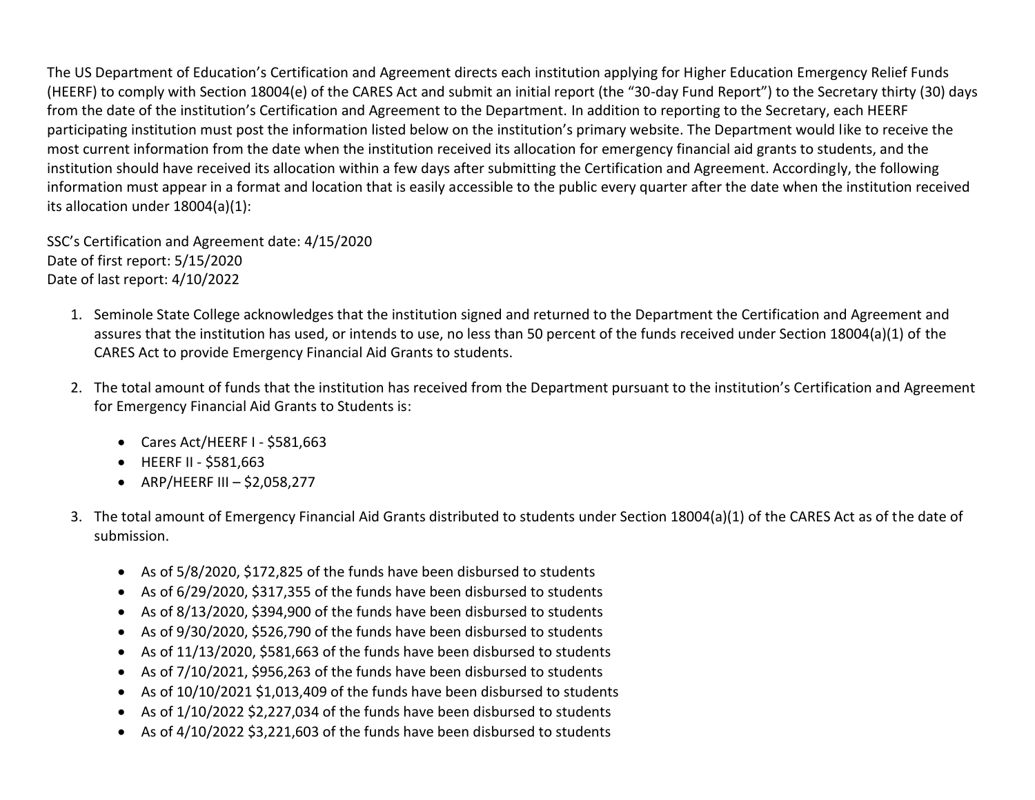The US Department of Education's Certification and Agreement directs each institution applying for Higher Education Emergency Relief Funds (HEERF) to comply with Section 18004(e) of the CARES Act and submit an initial report (the "30-day Fund Report") to the Secretary thirty (30) days from the date of the institution's Certification and Agreement to the Department. In addition to reporting to the Secretary, each HEERF participating institution must post the information listed below on the institution's primary website. The Department would like to receive the most current information from the date when the institution received its allocation for emergency financial aid grants to students, and the institution should have received its allocation within a few days after submitting the Certification and Agreement. Accordingly, the following information must appear in a format and location that is easily accessible to the public every quarter after the date when the institution received its allocation under 18004(a)(1):

SSC's Certification and Agreement date: 4/15/2020
Date of first report: 5/15/2020
Date of last report: 4/10/2022

1. Seminole State College acknowledges that the institution signed and returned to the Department the Certification and Agreement and assures that the institution has used, or intends to use, no less than 50 percent of the funds received under Section 18004(a)(1) of the CARES Act to provide Emergency Financial Aid Grants to students.

2. The total amount of funds that the institution has received from the Department pursuant to the institution's Certification and Agreement for Emergency Financial Aid Grants to Students is:

   - Cares Act/HEERF I - $581,663
   - HEERF II - $581,663
   - ARP/HEERF III – $2,058,277

3. The total amount of Emergency Financial Aid Grants distributed to students under Section 18004(a)(1) of the CARES Act as of the date of submission.

   - As of 5/8/2020, $172,825 of the funds have been disbursed to students
   - As of 6/29/2020, $317,355 of the funds have been disbursed to students
   - As of 8/13/2020, $394,900 of the funds have been disbursed to students
   - As of 9/30/2020, $526,790 of the funds have been disbursed to students
   - As of 11/13/2020, $581,663 of the funds have been disbursed to students
   - As of 7/10/2021, $956,263 of the funds have been disbursed to students
   - As of 10/10/2021 $1,013,409 of the funds have been disbursed to students
   - As of 1/10/2022 $2,227,034 of the funds have been disbursed to students
   - As of 4/10/2022 $3,221,603 of the funds have been disbursed to students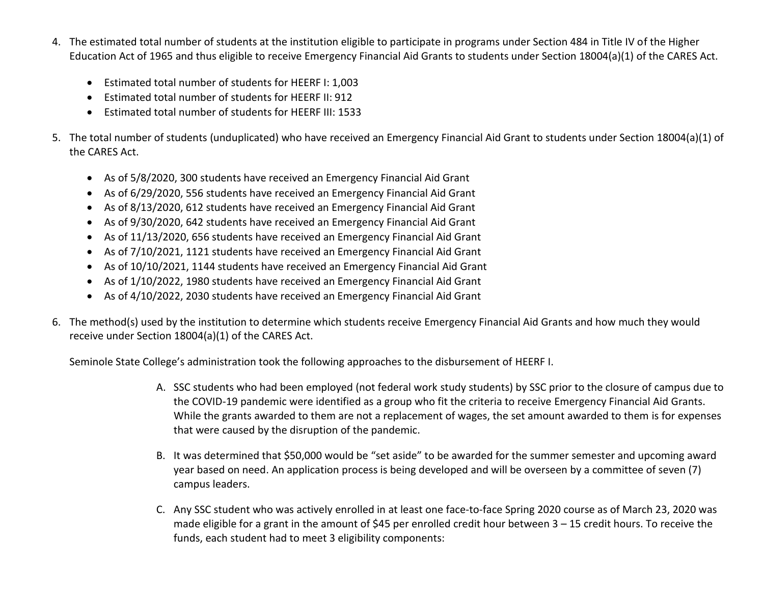4. The estimated total number of students at the institution eligible to participate in programs under Section 484 in Title IV of the Higher Education Act of 1965 and thus eligible to receive Emergency Financial Aid Grants to students under Section 18004(a)(1) of the CARES Act.

    - Estimated total number of students for HEERF I: 1,003
    - Estimated total number of students for HEERF II: 912
    - Estimated total number of students for HEERF III: 1533

5. The total number of students (unduplicated) who have received an Emergency Financial Aid Grant to students under Section 18004(a)(1) of the CARES Act.

    - As of 5/8/2020, 300 students have received an Emergency Financial Aid Grant
    - As of 6/29/2020, 556 students have received an Emergency Financial Aid Grant
    - As of 8/13/2020, 612 students have received an Emergency Financial Aid Grant
    - As of 9/30/2020, 642 students have received an Emergency Financial Aid Grant
    - As of 11/13/2020, 656 students have received an Emergency Financial Aid Grant
    - As of 7/10/2021, 1121 students have received an Emergency Financial Aid Grant
    - As of 10/10/2021, 1144 students have received an Emergency Financial Aid Grant
    - As of 1/10/2022, 1980 students have received an Emergency Financial Aid Grant
    - As of 4/10/2022, 2030 students have received an Emergency Financial Aid Grant

6. The method(s) used by the institution to determine which students receive Emergency Financial Aid Grants and how much they would receive under Section 18004(a)(1) of the CARES Act.

    Seminole State College's administration took the following approaches to the disbursement of HEERF I.

    A. SSC students who had been employed (not federal work study students) by SSC prior to the closure of campus due to the COVID-19 pandemic were identified as a group who fit the criteria to receive Emergency Financial Aid Grants. While the grants awarded to them are not a replacement of wages, the set amount awarded to them is for expenses that were caused by the disruption of the pandemic.

    B. It was determined that $50,000 would be "set aside" to be awarded for the summer semester and upcoming award year based on need. An application process is being developed and will be overseen by a committee of seven (7) campus leaders.

    C. Any SSC student who was actively enrolled in at least one face-to-face Spring 2020 course as of March 23, 2020 was made eligible for a grant in the amount of $45 per enrolled credit hour between 3 – 15 credit hours. To receive the funds, each student had to meet 3 eligibility components: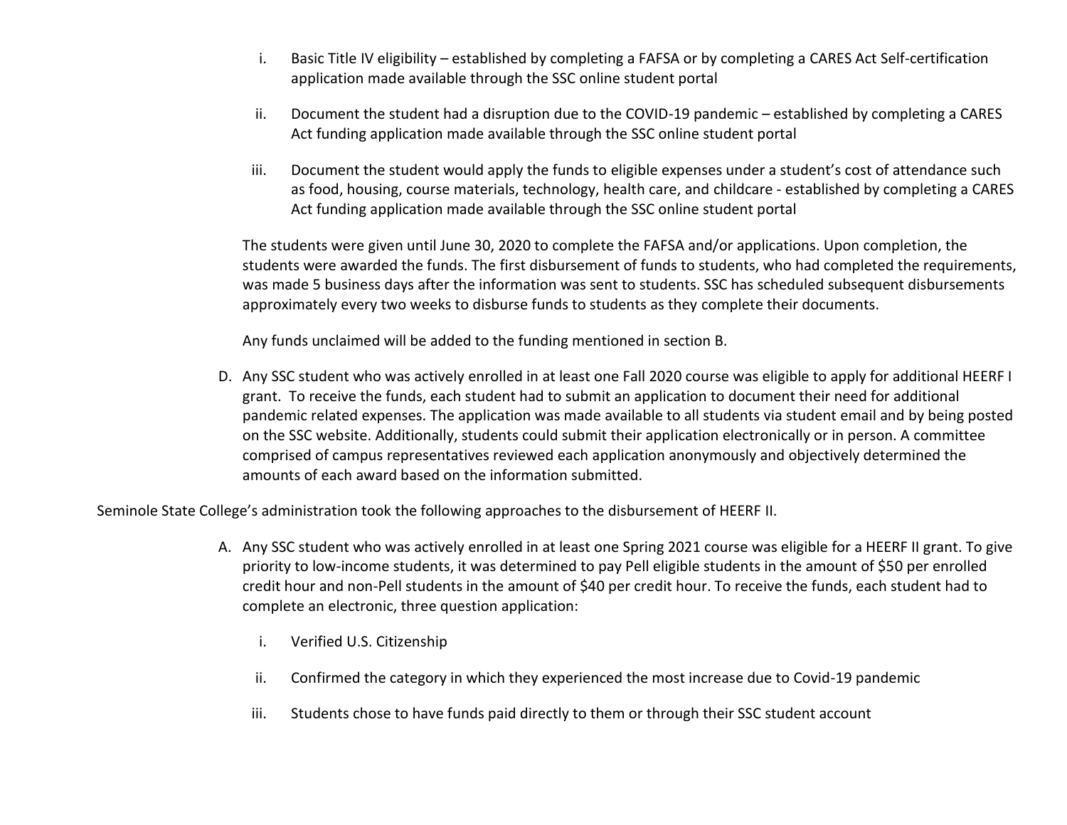i. Basic Title IV eligibility – established by completing a FAFSA or by completing a CARES Act Self-certification application made available through the SSC online student portal

ii. Document the student had a disruption due to the COVID-19 pandemic – established by completing a CARES Act funding application made available through the SSC online student portal

iii. Document the student would apply the funds to eligible expenses under a student's cost of attendance such as food, housing, course materials, technology, health care, and childcare - established by completing a CARES Act funding application made available through the SSC online student portal

The students were given until June 30, 2020 to complete the FAFSA and/or applications. Upon completion, the students were awarded the funds. The first disbursement of funds to students, who had completed the requirements, was made 5 business days after the information was sent to students. SSC has scheduled subsequent disbursements approximately every two weeks to disburse funds to students as they complete their documents.

Any funds unclaimed will be added to the funding mentioned in section B.

D. Any SSC student who was actively enrolled in at least one Fall 2020 course was eligible to apply for additional HEERF I grant. To receive the funds, each student had to submit an application to document their need for additional pandemic related expenses. The application was made available to all students via student email and by being posted on the SSC website. Additionally, students could submit their application electronically or in person. A committee comprised of campus representatives reviewed each application anonymously and objectively determined the amounts of each award based on the information submitted.

Seminole State College's administration took the following approaches to the disbursement of HEERF II.

A. Any SSC student who was actively enrolled in at least one Spring 2021 course was eligible for a HEERF II grant. To give priority to low-income students, it was determined to pay Pell eligible students in the amount of $50 per enrolled credit hour and non-Pell students in the amount of $40 per credit hour. To receive the funds, each student had to complete an electronic, three question application:

i. Verified U.S. Citizenship

ii. Confirmed the category in which they experienced the most increase due to Covid-19 pandemic

iii. Students chose to have funds paid directly to them or through their SSC student account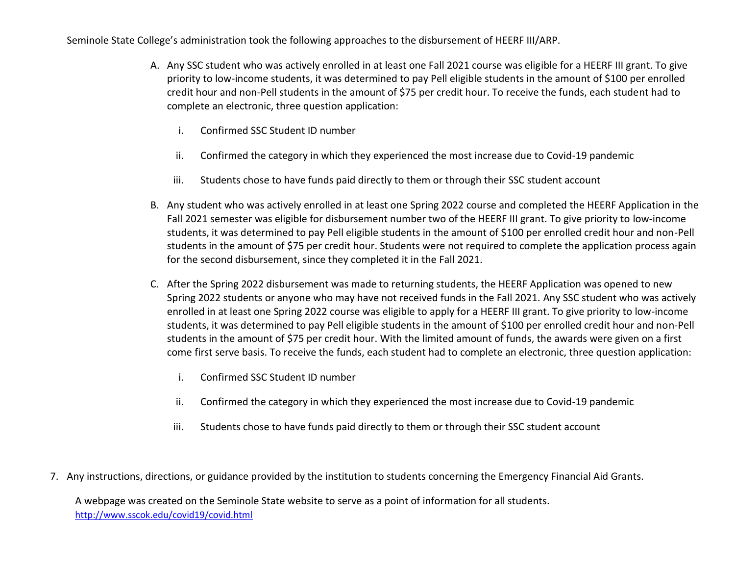Seminole State College's administration took the following approaches to the disbursement of HEERF III/ARP.

A. Any SSC student who was actively enrolled in at least one Fall 2021 course was eligible for a HEERF III grant. To give priority to low-income students, it was determined to pay Pell eligible students in the amount of $100 per enrolled credit hour and non-Pell students in the amount of $75 per credit hour. To receive the funds, each student had to complete an electronic, three question application:

   i. Confirmed SSC Student ID number

   ii. Confirmed the category in which they experienced the most increase due to Covid-19 pandemic

   iii. Students chose to have funds paid directly to them or through their SSC student account

B. Any student who was actively enrolled in at least one Spring 2022 course and completed the HEERF Application in the Fall 2021 semester was eligible for disbursement number two of the HEERF III grant. To give priority to low-income students, it was determined to pay Pell eligible students in the amount of $100 per enrolled credit hour and non-Pell students in the amount of $75 per credit hour. Students were not required to complete the application process again for the second disbursement, since they completed it in the Fall 2021.

C. After the Spring 2022 disbursement was made to returning students, the HEERF Application was opened to new Spring 2022 students or anyone who may have not received funds in the Fall 2021. Any SSC student who was actively enrolled in at least one Spring 2022 course was eligible to apply for a HEERF III grant. To give priority to low-income students, it was determined to pay Pell eligible students in the amount of $100 per enrolled credit hour and non-Pell students in the amount of $75 per credit hour. With the limited amount of funds, the awards were given on a first come first serve basis. To receive the funds, each student had to complete an electronic, three question application:

   i. Confirmed SSC Student ID number

   ii. Confirmed the category in which they experienced the most increase due to Covid-19 pandemic

   iii. Students chose to have funds paid directly to them or through their SSC student account

7. Any instructions, directions, or guidance provided by the institution to students concerning the Emergency Financial Aid Grants.

   A webpage was created on the Seminole State website to serve as a point of information for all students.
   http://www.sscok.edu/covid19/covid.html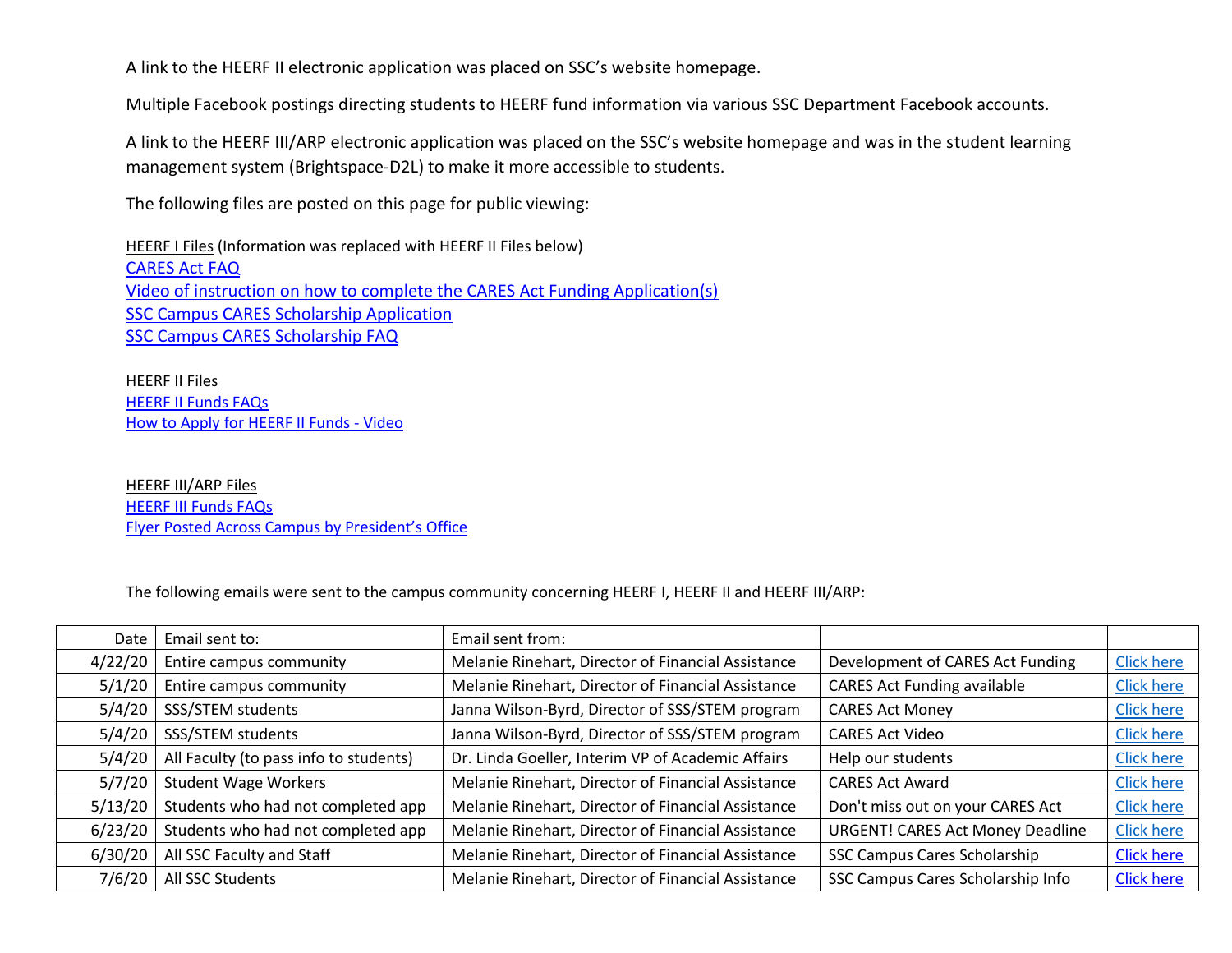A link to the HEERF II electronic application was placed on SSC's website homepage.

Multiple Facebook postings directing students to HEERF fund information via various SSC Department Facebook accounts.

A link to the HEERF III/ARP electronic application was placed on the SSC's website homepage and was in the student learning management system (Brightspace-D2L) to make it more accessible to students.

The following files are posted on this page for public viewing:

HEERF I Files (Information was replaced with HEERF II Files below)
CARES Act FAQ
Video of instruction on how to complete the CARES Act Funding Application(s)
SSC Campus CARES Scholarship Application
SSC Campus CARES Scholarship FAQ

HEERF II Files
HEERF II Funds FAQs
How to Apply for HEERF II Funds - Video

HEERF III/ARP Files
HEERF III Funds FAQs
Flyer Posted Across Campus by President's Office

The following emails were sent to the campus community concerning HEERF I, HEERF II and HEERF III/ARP:

| Date | Email sent to: | Email sent from: | | |
|---|---|---|---|---|
| 4/22/20 | Entire campus community | Melanie Rinehart, Director of Financial Assistance | Development of CARES Act Funding | Click here |
| 5/1/20 | Entire campus community | Melanie Rinehart, Director of Financial Assistance | CARES Act Funding available | Click here |
| 5/4/20 | SSS/STEM students | Janna Wilson-Byrd, Director of SSS/STEM program | CARES Act Money | Click here |
| 5/4/20 | SSS/STEM students | Janna Wilson-Byrd, Director of SSS/STEM program | CARES Act Video | Click here |
| 5/4/20 | All Faculty (to pass info to students) | Dr. Linda Goeller, Interim VP of Academic Affairs | Help our students | Click here |
| 5/7/20 | Student Wage Workers | Melanie Rinehart, Director of Financial Assistance | CARES Act Award | Click here |
| 5/13/20 | Students who had not completed app | Melanie Rinehart, Director of Financial Assistance | Don't miss out on your CARES Act | Click here |
| 6/23/20 | Students who had not completed app | Melanie Rinehart, Director of Financial Assistance | URGENT! CARES Act Money Deadline | Click here |
| 6/30/20 | All SSC Faculty and Staff | Melanie Rinehart, Director of Financial Assistance | SSC Campus Cares Scholarship | Click here |
| 7/6/20 | All SSC Students | Melanie Rinehart, Director of Financial Assistance | SSC Campus Cares Scholarship Info | Click here |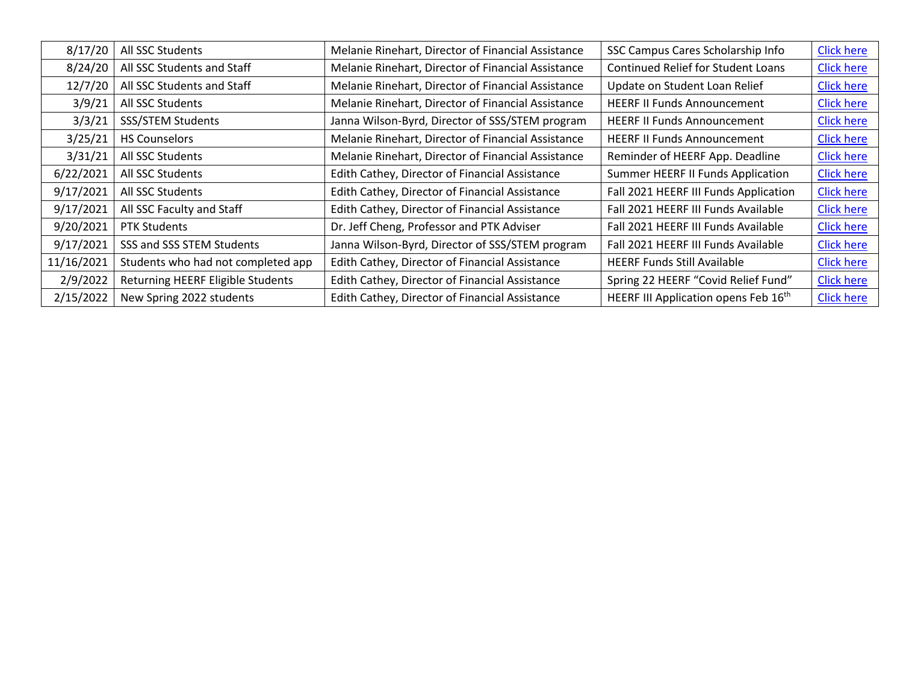| | | | | |
|---|---|---|---|---|
| 8/17/20 | All SSC Students | Melanie Rinehart, Director of Financial Assistance | SSC Campus Cares Scholarship Info | Click here |
| 8/24/20 | All SSC Students and Staff | Melanie Rinehart, Director of Financial Assistance | Continued Relief for Student Loans | Click here |
| 12/7/20 | All SSC Students and Staff | Melanie Rinehart, Director of Financial Assistance | Update on Student Loan Relief | Click here |
| 3/9/21 | All SSC Students | Melanie Rinehart, Director of Financial Assistance | HEERF II Funds Announcement | Click here |
| 3/3/21 | SSS/STEM Students | Janna Wilson-Byrd, Director of SSS/STEM program | HEERF II Funds Announcement | Click here |
| 3/25/21 | HS Counselors | Melanie Rinehart, Director of Financial Assistance | HEERF II Funds Announcement | Click here |
| 3/31/21 | All SSC Students | Melanie Rinehart, Director of Financial Assistance | Reminder of HEERF App. Deadline | Click here |
| 6/22/2021 | All SSC Students | Edith Cathey, Director of Financial Assistance | Summer HEERF II Funds Application | Click here |
| 9/17/2021 | All SSC Students | Edith Cathey, Director of Financial Assistance | Fall 2021 HEERF III Funds Application | Click here |
| 9/17/2021 | All SSC Faculty and Staff | Edith Cathey, Director of Financial Assistance | Fall 2021 HEERF III Funds Available | Click here |
| 9/20/2021 | PTK Students | Dr. Jeff Cheng, Professor and PTK Adviser | Fall 2021 HEERF III Funds Available | Click here |
| 9/17/2021 | SSS and SSS STEM Students | Janna Wilson-Byrd, Director of SSS/STEM program | Fall 2021 HEERF III Funds Available | Click here |
| 11/16/2021 | Students who had not completed app | Edith Cathey, Director of Financial Assistance | HEERF Funds Still Available | Click here |
| 2/9/2022 | Returning HEERF Eligible Students | Edith Cathey, Director of Financial Assistance | Spring 22 HEERF "Covid Relief Fund" | Click here |
| 2/15/2022 | New Spring 2022 students | Edith Cathey, Director of Financial Assistance | HEERF III Application opens Feb 16th | Click here |